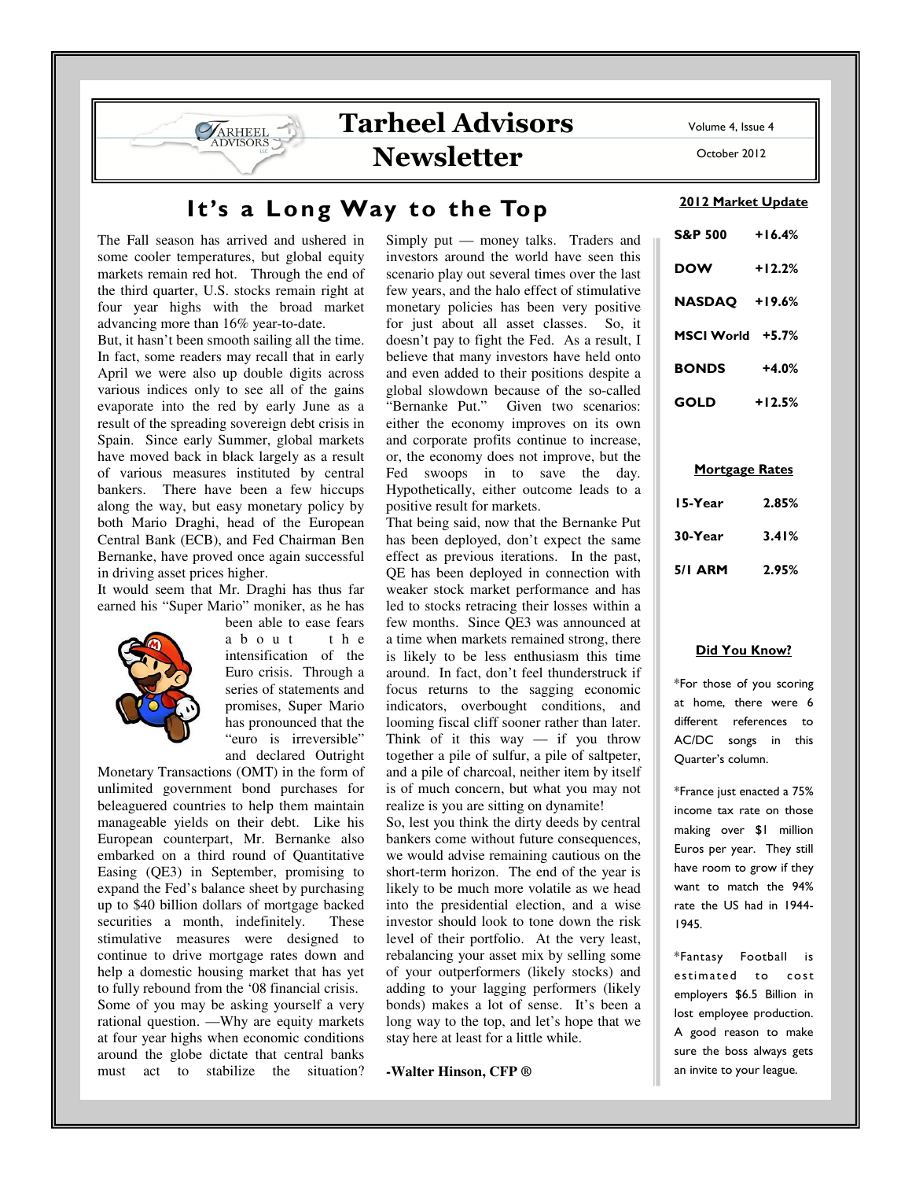# Tarheel Advisors Newsletter

Volume 4, Issue 4

October 2012

## It's a Long Way to the Top

The Fall season has arrived and ushered in some cooler temperatures, but global equity markets remain red hot. Through the end of the third quarter, U.S. stocks remain right at four year highs with the broad market advancing more than 16% year-to-date.

But, it hasn't been smooth sailing all the time. In fact, some readers may recall that in early April we were also up double digits across various indices only to see all of the gains evaporate into the red by early June as a result of the spreading sovereign debt crisis in Spain. Since early Summer, global markets have moved back in black largely as a result of various measures instituted by central bankers. There have been a few hiccups along the way, but easy monetary policy by both Mario Draghi, head of the European Central Bank (ECB), and Fed Chairman Ben Bernanke, have proved once again successful in driving asset prices higher.

It would seem that Mr. Draghi has thus far earned his "Super Mario" moniker, as he has been able to ease fears about the intensification of the Euro crisis. Through a series of statements and promises, Super Mario has pronounced that the "euro is irreversible" and declared Outright Monetary Transactions (OMT) in the form of unlimited government bond purchases for beleaguered countries to help them maintain manageable yields on their debt. Like his European counterpart, Mr. Bernanke also embarked on a third round of Quantitative Easing (QE3) in September, promising to expand the Fed's balance sheet by purchasing up to $40 billion dollars of mortgage backed securities a month, indefinitely. These stimulative measures were designed to continue to drive mortgage rates down and help a domestic housing market that has yet to fully rebound from the '08 financial crisis.

Some of you may be asking yourself a very rational question. —Why are equity markets at four year highs when economic conditions around the globe dictate that central banks must act to stabilize the situation? Simply put — money talks. Traders and investors around the world have seen this scenario play out several times over the last few years, and the halo effect of stimulative monetary policies has been very positive for just about all asset classes. So, it doesn't pay to fight the Fed. As a result, I believe that many investors have held onto and even added to their positions despite a global slowdown because of the so-called "Bernanke Put." Given two scenarios: either the economy improves on its own and corporate profits continue to increase, or, the economy does not improve, but the Fed swoops in to save the day. Hypothetically, either outcome leads to a positive result for markets.

That being said, now that the Bernanke Put has been deployed, don't expect the same effect as previous iterations. In the past, QE has been deployed in connection with weaker stock market performance and has led to stocks retracing their losses within a few months. Since QE3 was announced at a time when markets remained strong, there is likely to be less enthusiasm this time around. In fact, don't feel thunderstruck if focus returns to the sagging economic indicators, overbought conditions, and looming fiscal cliff sooner rather than later. Think of it this way — if you throw together a pile of sulfur, a pile of saltpeter, and a pile of charcoal, neither item by itself is of much concern, but what you may not realize is you are sitting on dynamite!

So, lest you think the dirty deeds by central bankers come without future consequences, we would advise remaining cautious on the short-term horizon. The end of the year is likely to be much more volatile as we head into the presidential election, and a wise investor should look to tone down the risk level of their portfolio. At the very least, rebalancing your asset mix by selling some of your outperformers (likely stocks) and adding to your lagging performers (likely bonds) makes a lot of sense. It's been a long way to the top, and let's hope that we stay here at least for a little while.

**-Walter Hinson, CFP ®**

### 2012 Market Update

| | |
|---|---|
| S&P 500 | +16.4% |
| DOW | +12.2% |
| NASDAQ | +19.6% |
| MSCI World | +5.7% |
| BONDS | +4.0% |
| GOLD | +12.5% |

### Mortgage Rates

| | |
|---|---|
| 15-Year | 2.85% |
| 30-Year | 3.41% |
| 5/1 ARM | 2.95% |

### Did You Know?

*For those of you scoring at home, there were 6 different references to AC/DC songs in this Quarter's column.

*France just enacted a 75% income tax rate on those making over $1 million Euros per year. They still have room to grow if they want to match the 94% rate the US had in 1944-1945.

*Fantasy Football is estimated to cost employers $6.5 Billion in lost employee production. A good reason to make sure the boss always gets an invite to your league.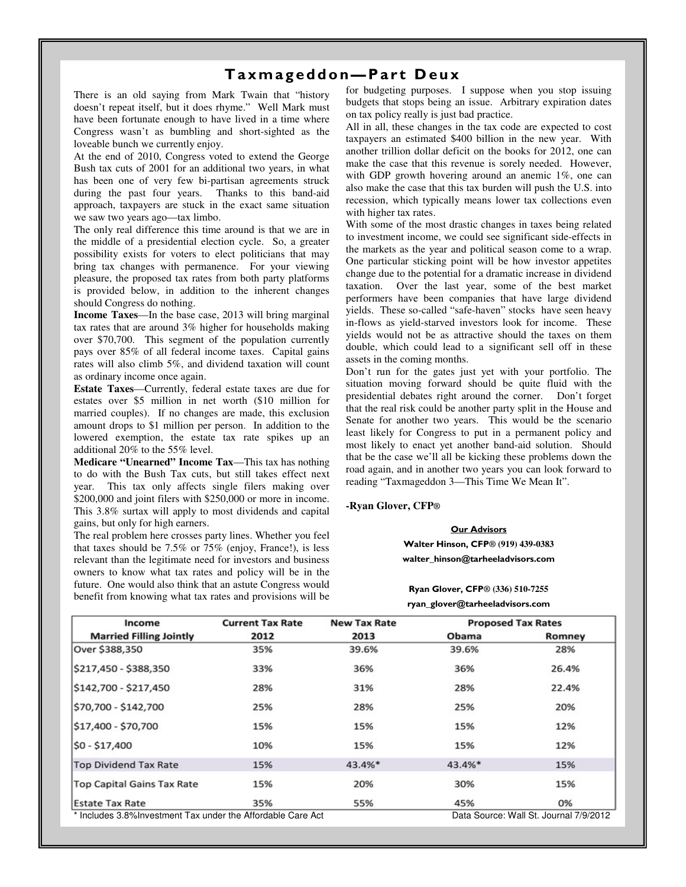# Taxmageddon—Part Deux

There is an old saying from Mark Twain that "history doesn't repeat itself, but it does rhyme." Well Mark must have been fortunate enough to have lived in a time where Congress wasn't as bumbling and short-sighted as the loveable bunch we currently enjoy.

At the end of 2010, Congress voted to extend the George Bush tax cuts of 2001 for an additional two years, in what has been one of very few bi-partisan agreements struck during the past four years. Thanks to this band-aid approach, taxpayers are stuck in the exact same situation we saw two years ago—tax limbo.

The only real difference this time around is that we are in the middle of a presidential election cycle. So, a greater possibility exists for voters to elect politicians that may bring tax changes with permanence. For your viewing pleasure, the proposed tax rates from both party platforms is provided below, in addition to the inherent changes should Congress do nothing.

**Income Taxes**—In the base case, 2013 will bring marginal tax rates that are around 3% higher for households making over $70,700. This segment of the population currently pays over 85% of all federal income taxes. Capital gains rates will also climb 5%, and dividend taxation will count as ordinary income once again.

**Estate Taxes**—Currently, federal estate taxes are due for estates over $5 million in net worth ($10 million for married couples). If no changes are made, this exclusion amount drops to $1 million per person. In addition to the lowered exemption, the estate tax rate spikes up an additional 20% to the 55% level.

**Medicare "Unearned" Income Tax**—This tax has nothing to do with the Bush Tax cuts, but still takes effect next year. This tax only affects single filers making over $200,000 and joint filers with $250,000 or more in income. This 3.8% surtax will apply to most dividends and capital gains, but only for high earners.

The real problem here crosses party lines. Whether you feel that taxes should be 7.5% or 75% (enjoy, France!), is less relevant than the legitimate need for investors and business owners to know what tax rates and policy will be in the future. One would also think that an astute Congress would benefit from knowing what tax rates and provisions will be for budgeting purposes. I suppose when you stop issuing budgets that stops being an issue. Arbitrary expiration dates on tax policy really is just bad practice.

All in all, these changes in the tax code are expected to cost taxpayers an estimated $400 billion in the new year. With another trillion dollar deficit on the books for 2012, one can make the case that this revenue is sorely needed. However, with GDP growth hovering around an anemic 1%, one can also make the case that this tax burden will push the U.S. into recession, which typically means lower tax collections even with higher tax rates.

With some of the most drastic changes in taxes being related to investment income, we could see significant side-effects in the markets as the year and political season come to a wrap. One particular sticking point will be how investor appetites change due to the potential for a dramatic increase in dividend taxation. Over the last year, some of the best market performers have been companies that have large dividend yields. These so-called "safe-haven" stocks have seen heavy in-flows as yield-starved investors look for income. These yields would not be as attractive should the taxes on them double, which could lead to a significant sell off in these assets in the coming months.

Don't run for the gates just yet with your portfolio. The situation moving forward should be quite fluid with the presidential debates right around the corner. Don't forget that the real risk could be another party split in the House and Senate for another two years. This would be the scenario least likely for Congress to put in a permanent policy and most likely to enact yet another band-aid solution. Should that be the case we'll all be kicking these problems down the road again, and in another two years you can look forward to reading "Taxmageddon 3—This Time We Mean It".

**-Ryan Glover, CFP®**

**Our Advisors**

**Walter Hinson, CFP® (919) 439-0383**
**walter_hinson@tarheeladvisors.com**

**Ryan Glover, CFP® (336) 510-7255**
**ryan_glover@tarheeladvisors.com**

| Income Married Filing Jointly | Current Tax Rate 2012 | New Tax Rate 2013 | Proposed Tax Rates Obama | Romney |
|---|---|---|---|---|
| Over $388,350 | 35% | 39.6% | 39.6% | 28% |
| $217,450 - $388,350 | 33% | 36% | 36% | 26.4% |
| $142,700 - $217,450 | 28% | 31% | 28% | 22.4% |
| $70,700 - $142,700 | 25% | 28% | 25% | 20% |
| $17,400 - $70,700 | 15% | 15% | 15% | 12% |
| $0 - $17,400 | 10% | 15% | 15% | 12% |
| Top Dividend Tax Rate | 15% | 43.4%* | 43.4%* | 15% |
| Top Capital Gains Tax Rate | 15% | 20% | 30% | 15% |
| Estate Tax Rate | 35% | 55% | 45% | 0% |

\* Includes 3.8%Investment Tax under the Affordable Care Act

Data Source: Wall St. Journal 7/9/2012